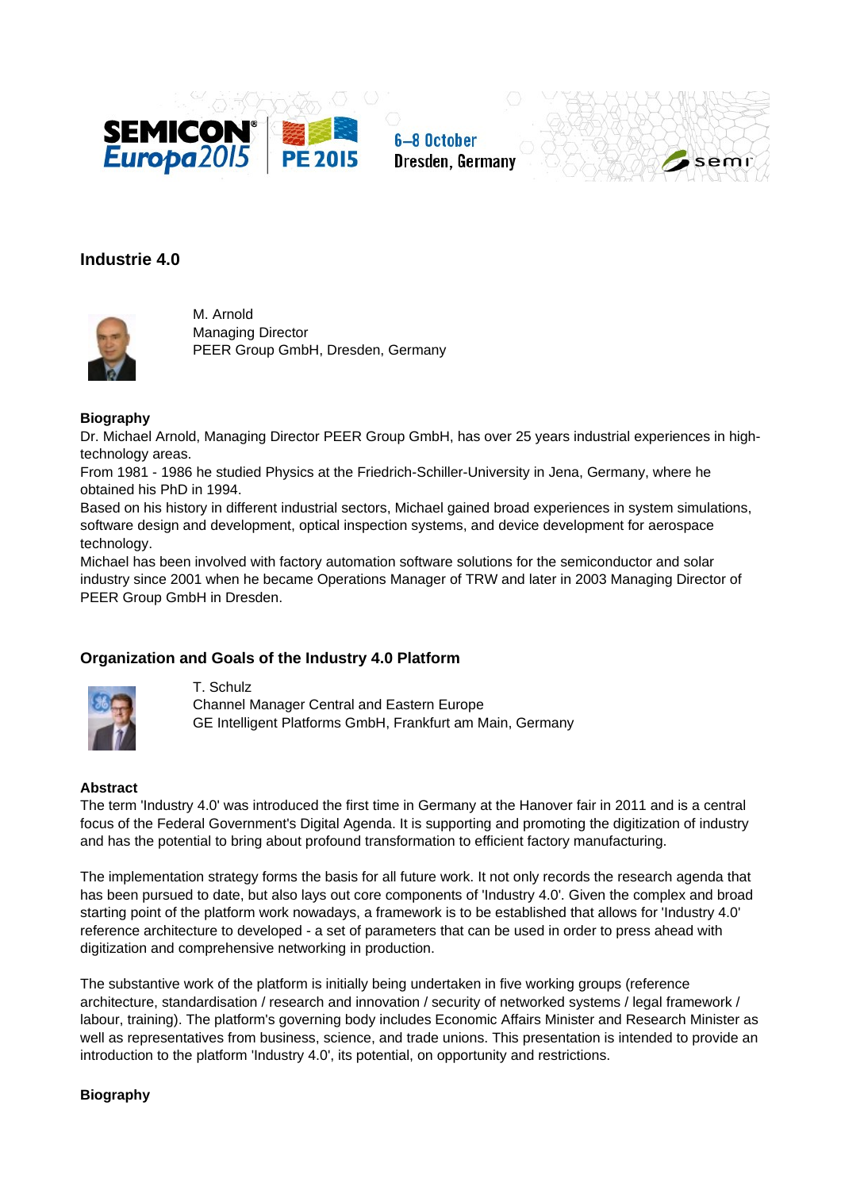## Industrie 4.0

M. Arnold
Managing Director
PEER Group GmbH, Dresden, Germany

### Biography

Dr. Michael Arnold, Managing Director PEER Group GmbH, has over 25 years industrial experiences in high-technology areas.
From 1981 - 1986 he studied Physics at the Friedrich-Schiller-University in Jena, Germany, where he obtained his PhD in 1994.
Based on his history in different industrial sectors, Michael gained broad experiences in system simulations, software design and development, optical inspection systems, and device development for aerospace technology.
Michael has been involved with factory automation software solutions for the semiconductor and solar industry since 2001 when he became Operations Manager of TRW and later in 2003 Managing Director of PEER Group GmbH in Dresden.

## Organization and Goals of the Industry 4.0 Platform

T. Schulz
Channel Manager Central and Eastern Europe
GE Intelligent Platforms GmbH, Frankfurt am Main, Germany

### Abstract

The term 'Industry 4.0' was introduced the first time in Germany at the Hanover fair in 2011 and is a central focus of the Federal Government's Digital Agenda. It is supporting and promoting the digitization of industry and has the potential to bring about profound transformation to efficient factory manufacturing.

The implementation strategy forms the basis for all future work. It not only records the research agenda that has been pursued to date, but also lays out core components of 'Industry 4.0'. Given the complex and broad starting point of the platform work nowadays, a framework is to be established that allows for 'Industry 4.0' reference architecture to developed - a set of parameters that can be used in order to press ahead with digitization and comprehensive networking in production.

The substantive work of the platform is initially being undertaken in five working groups (reference architecture, standardisation / research and innovation / security of networked systems / legal framework / labour, training). The platform's governing body includes Economic Affairs Minister and Research Minister as well as representatives from business, science, and trade unions. This presentation is intended to provide an introduction to the platform 'Industry 4.0', its potential, on opportunity and restrictions.

### Biography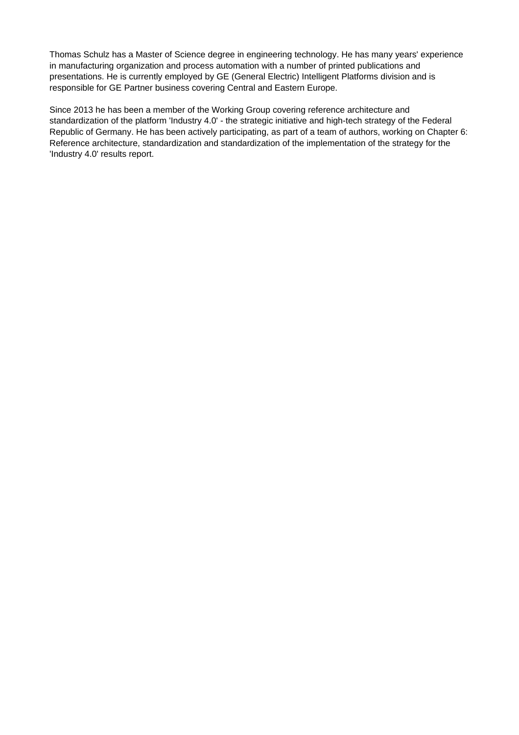Thomas Schulz has a Master of Science degree in engineering technology. He has many years' experience in manufacturing organization and process automation with a number of printed publications and presentations. He is currently employed by GE (General Electric) Intelligent Platforms division and is responsible for GE Partner business covering Central and Eastern Europe.

Since 2013 he has been a member of the Working Group covering reference architecture and standardization of the platform 'Industry 4.0' - the strategic initiative and high-tech strategy of the Federal Republic of Germany. He has been actively participating, as part of a team of authors, working on Chapter 6: Reference architecture, standardization and standardization of the implementation of the strategy for the 'Industry 4.0' results report.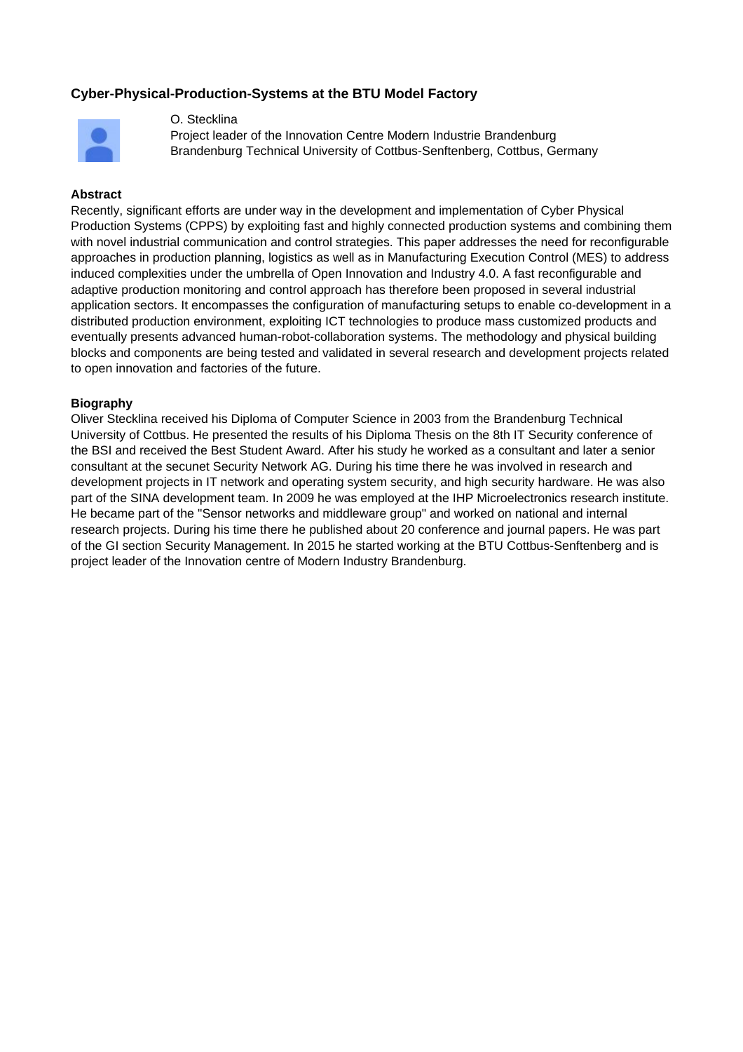### Cyber-Physical-Production-Systems at the BTU Model Factory

O. Stecklina
Project leader of the Innovation Centre Modern Industrie Brandenburg
Brandenburg Technical University of Cottbus-Senftenberg, Cottbus, Germany

**Abstract**

Recently, significant efforts are under way in the development and implementation of Cyber Physical Production Systems (CPPS) by exploiting fast and highly connected production systems and combining them with novel industrial communication and control strategies. This paper addresses the need for reconfigurable approaches in production planning, logistics as well as in Manufacturing Execution Control (MES) to address induced complexities under the umbrella of Open Innovation and Industry 4.0. A fast reconfigurable and adaptive production monitoring and control approach has therefore been proposed in several industrial application sectors. It encompasses the configuration of manufacturing setups to enable co-development in a distributed production environment, exploiting ICT technologies to produce mass customized products and eventually presents advanced human-robot-collaboration systems. The methodology and physical building blocks and components are being tested and validated in several research and development projects related to open innovation and factories of the future.

**Biography**

Oliver Stecklina received his Diploma of Computer Science in 2003 from the Brandenburg Technical University of Cottbus. He presented the results of his Diploma Thesis on the 8th IT Security conference of the BSI and received the Best Student Award. After his study he worked as a consultant and later a senior consultant at the secunet Security Network AG. During his time there he was involved in research and development projects in IT network and operating system security, and high security hardware. He was also part of the SINA development team. In 2009 he was employed at the IHP Microelectronics research institute. He became part of the "Sensor networks and middleware group" and worked on national and internal research projects. During his time there he published about 20 conference and journal papers. He was part of the GI section Security Management. In 2015 he started working at the BTU Cottbus-Senftenberg and is project leader of the Innovation centre of Modern Industry Brandenburg.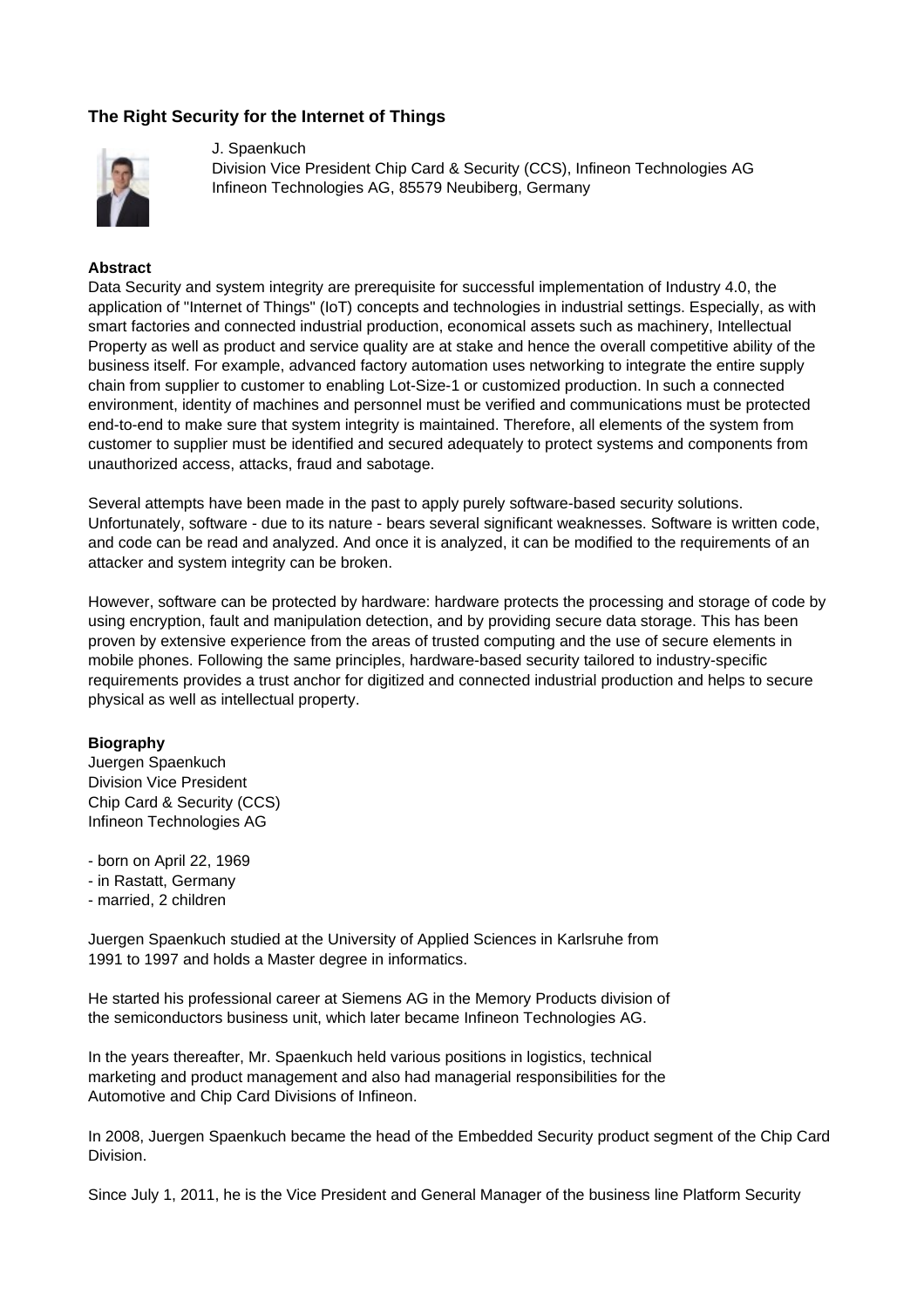### The Right Security for the Internet of Things

J. Spaenkuch
Division Vice President Chip Card & Security (CCS), Infineon Technologies AG
Infineon Technologies AG, 85579 Neubiberg, Germany

**Abstract**

Data Security and system integrity are prerequisite for successful implementation of Industry 4.0, the application of "Internet of Things" (IoT) concepts and technologies in industrial settings. Especially, as with smart factories and connected industrial production, economical assets such as machinery, Intellectual Property as well as product and service quality are at stake and hence the overall competitive ability of the business itself. For example, advanced factory automation uses networking to integrate the entire supply chain from supplier to customer to enabling Lot-Size-1 or customized production. In such a connected environment, identity of machines and personnel must be verified and communications must be protected end-to-end to make sure that system integrity is maintained. Therefore, all elements of the system from customer to supplier must be identified and secured adequately to protect systems and components from unauthorized access, attacks, fraud and sabotage.

Several attempts have been made in the past to apply purely software-based security solutions. Unfortunately, software - due to its nature - bears several significant weaknesses. Software is written code, and code can be read and analyzed. And once it is analyzed, it can be modified to the requirements of an attacker and system integrity can be broken.

However, software can be protected by hardware: hardware protects the processing and storage of code by using encryption, fault and manipulation detection, and by providing secure data storage. This has been proven by extensive experience from the areas of trusted computing and the use of secure elements in mobile phones. Following the same principles, hardware-based security tailored to industry-specific requirements provides a trust anchor for digitized and connected industrial production and helps to secure physical as well as intellectual property.

**Biography**

Juergen Spaenkuch
Division Vice President
Chip Card & Security (CCS)
Infineon Technologies AG

- born on April 22, 1969
- in Rastatt, Germany
- married, 2 children

Juergen Spaenkuch studied at the University of Applied Sciences in Karlsruhe from 1991 to 1997 and holds a Master degree in informatics.

He started his professional career at Siemens AG in the Memory Products division of the semiconductors business unit, which later became Infineon Technologies AG.

In the years thereafter, Mr. Spaenkuch held various positions in logistics, technical marketing and product management and also had managerial responsibilities for the Automotive and Chip Card Divisions of Infineon.

In 2008, Juergen Spaenkuch became the head of the Embedded Security product segment of the Chip Card Division.

Since July 1, 2011, he is the Vice President and General Manager of the business line Platform Security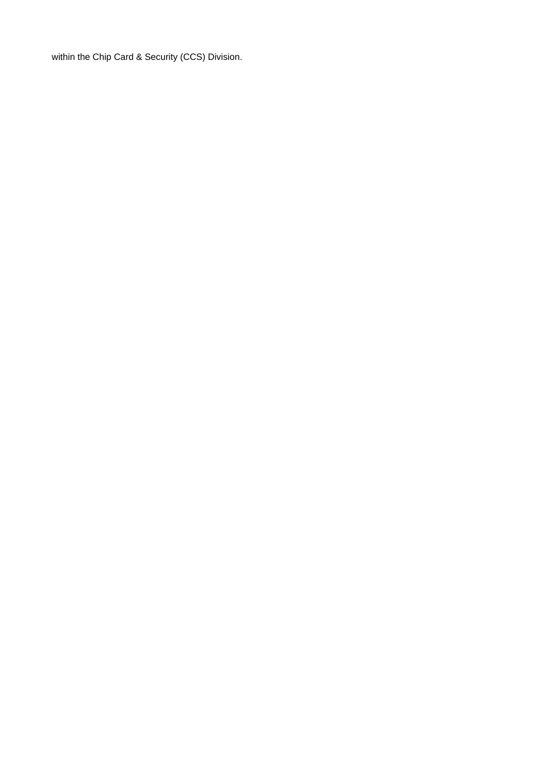within the Chip Card & Security (CCS) Division.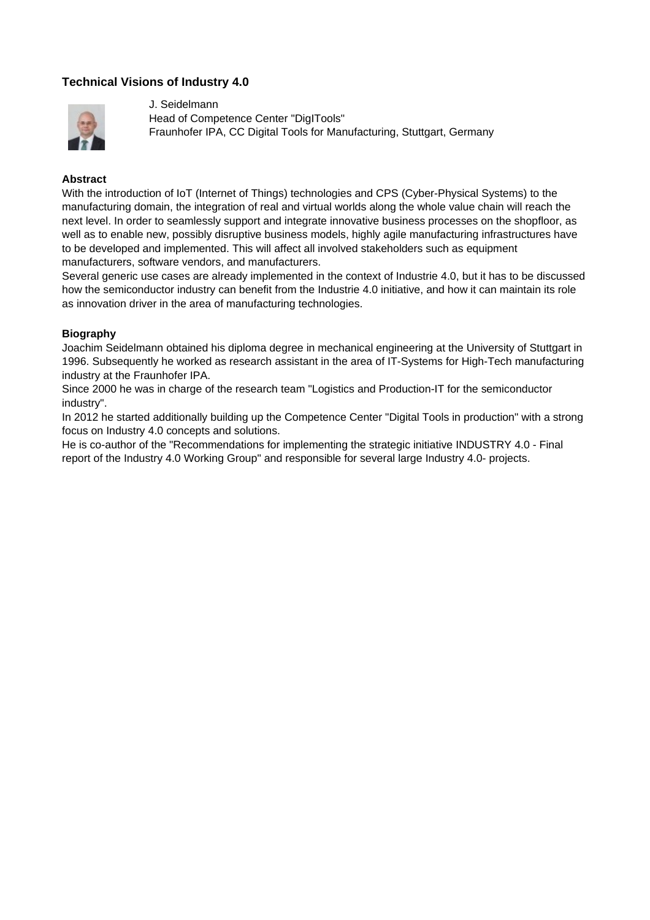## Technical Visions of Industry 4.0

J. Seidelmann
Head of Competence Center "DigITools"
Fraunhofer IPA, CC Digital Tools for Manufacturing, Stuttgart, Germany

**Abstract**

With the introduction of IoT (Internet of Things) technologies and CPS (Cyber-Physical Systems) to the manufacturing domain, the integration of real and virtual worlds along the whole value chain will reach the next level. In order to seamlessly support and integrate innovative business processes on the shopfloor, as well as to enable new, possibly disruptive business models, highly agile manufacturing infrastructures have to be developed and implemented. This will affect all involved stakeholders such as equipment manufacturers, software vendors, and manufacturers.

Several generic use cases are already implemented in the context of Industrie 4.0, but it has to be discussed how the semiconductor industry can benefit from the Industrie 4.0 initiative, and how it can maintain its role as innovation driver in the area of manufacturing technologies.

**Biography**

Joachim Seidelmann obtained his diploma degree in mechanical engineering at the University of Stuttgart in 1996. Subsequently he worked as research assistant in the area of IT-Systems for High-Tech manufacturing industry at the Fraunhofer IPA.

Since 2000 he was in charge of the research team "Logistics and Production-IT for the semiconductor industry".

In 2012 he started additionally building up the Competence Center "Digital Tools in production" with a strong focus on Industry 4.0 concepts and solutions.

He is co-author of the "Recommendations for implementing the strategic initiative INDUSTRY 4.0 - Final report of the Industry 4.0 Working Group" and responsible for several large Industry 4.0- projects.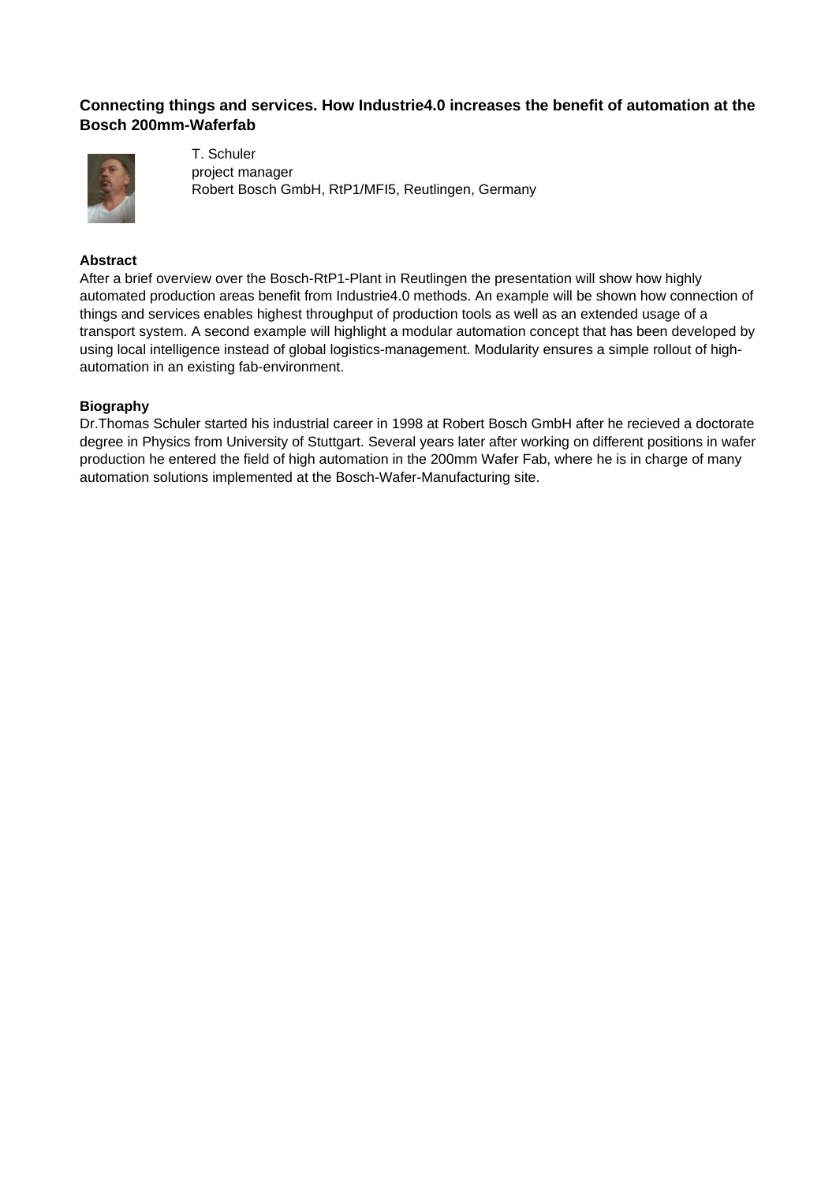## Connecting things and services. How Industrie4.0 increases the benefit of automation at the Bosch 200mm-Waferfab

T. Schuler
project manager
Robert Bosch GmbH, RtP1/MFI5, Reutlingen, Germany

**Abstract**

After a brief overview over the Bosch-RtP1-Plant in Reutlingen the presentation will show how highly automated production areas benefit from Industrie4.0 methods. An example will be shown how connection of things and services enables highest throughput of production tools as well as an extended usage of a transport system. A second example will highlight a modular automation concept that has been developed by using local intelligence instead of global logistics-management. Modularity ensures a simple rollout of high-automation in an existing fab-environment.

**Biography**

Dr.Thomas Schuler started his industrial career in 1998 at Robert Bosch GmbH after he recieved a doctorate degree in Physics from University of Stuttgart. Several years later after working on different positions in wafer production he entered the field of high automation in the 200mm Wafer Fab, where he is in charge of many automation solutions implemented at the Bosch-Wafer-Manufacturing site.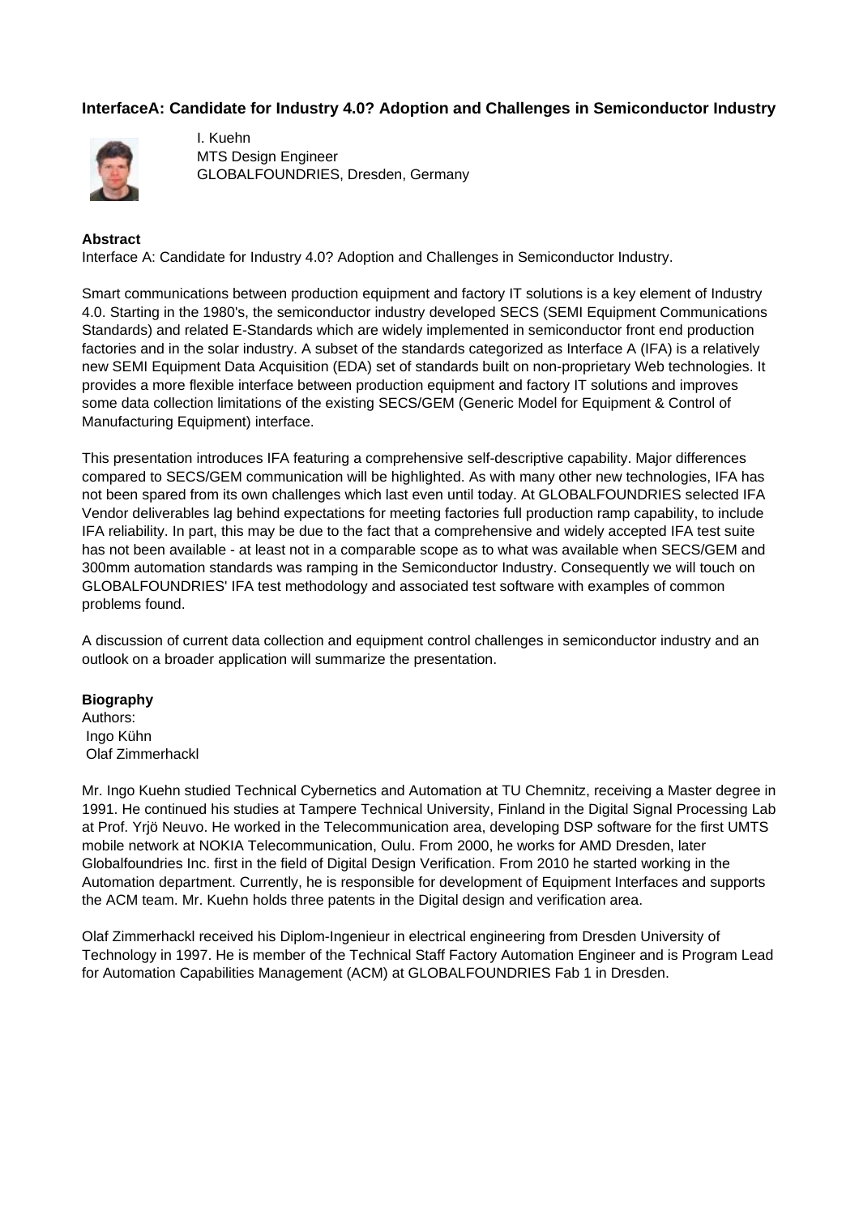## InterfaceA: Candidate for Industry 4.0? Adoption and Challenges in Semiconductor Industry

I. Kuehn
MTS Design Engineer
GLOBALFOUNDRIES, Dresden, Germany

**Abstract**

Interface A: Candidate for Industry 4.0? Adoption and Challenges in Semiconductor Industry.

Smart communications between production equipment and factory IT solutions is a key element of Industry 4.0. Starting in the 1980's, the semiconductor industry developed SECS (SEMI Equipment Communications Standards) and related E-Standards which are widely implemented in semiconductor front end production factories and in the solar industry. A subset of the standards categorized as Interface A (IFA) is a relatively new SEMI Equipment Data Acquisition (EDA) set of standards built on non-proprietary Web technologies. It provides a more flexible interface between production equipment and factory IT solutions and improves some data collection limitations of the existing SECS/GEM (Generic Model for Equipment & Control of Manufacturing Equipment) interface.

This presentation introduces IFA featuring a comprehensive self-descriptive capability. Major differences compared to SECS/GEM communication will be highlighted. As with many other new technologies, IFA has not been spared from its own challenges which last even until today. At GLOBALFOUNDRIES selected IFA Vendor deliverables lag behind expectations for meeting factories full production ramp capability, to include IFA reliability. In part, this may be due to the fact that a comprehensive and widely accepted IFA test suite has not been available - at least not in a comparable scope as to what was available when SECS/GEM and 300mm automation standards was ramping in the Semiconductor Industry. Consequently we will touch on GLOBALFOUNDRIES' IFA test methodology and associated test software with examples of common problems found.

A discussion of current data collection and equipment control challenges in semiconductor industry and an outlook on a broader application will summarize the presentation.

**Biography**

Authors:
Ingo Kühn
Olaf Zimmerhackl

Mr. Ingo Kuehn studied Technical Cybernetics and Automation at TU Chemnitz, receiving a Master degree in 1991. He continued his studies at Tampere Technical University, Finland in the Digital Signal Processing Lab at Prof. Yrjö Neuvo. He worked in the Telecommunication area, developing DSP software for the first UMTS mobile network at NOKIA Telecommunication, Oulu. From 2000, he works for AMD Dresden, later Globalfoundries Inc. first in the field of Digital Design Verification. From 2010 he started working in the Automation department. Currently, he is responsible for development of Equipment Interfaces and supports the ACM team. Mr. Kuehn holds three patents in the Digital design and verification area.

Olaf Zimmerhackl received his Diplom-Ingenieur in electrical engineering from Dresden University of Technology in 1997. He is member of the Technical Staff Factory Automation Engineer and is Program Lead for Automation Capabilities Management (ACM) at GLOBALFOUNDRIES Fab 1 in Dresden.